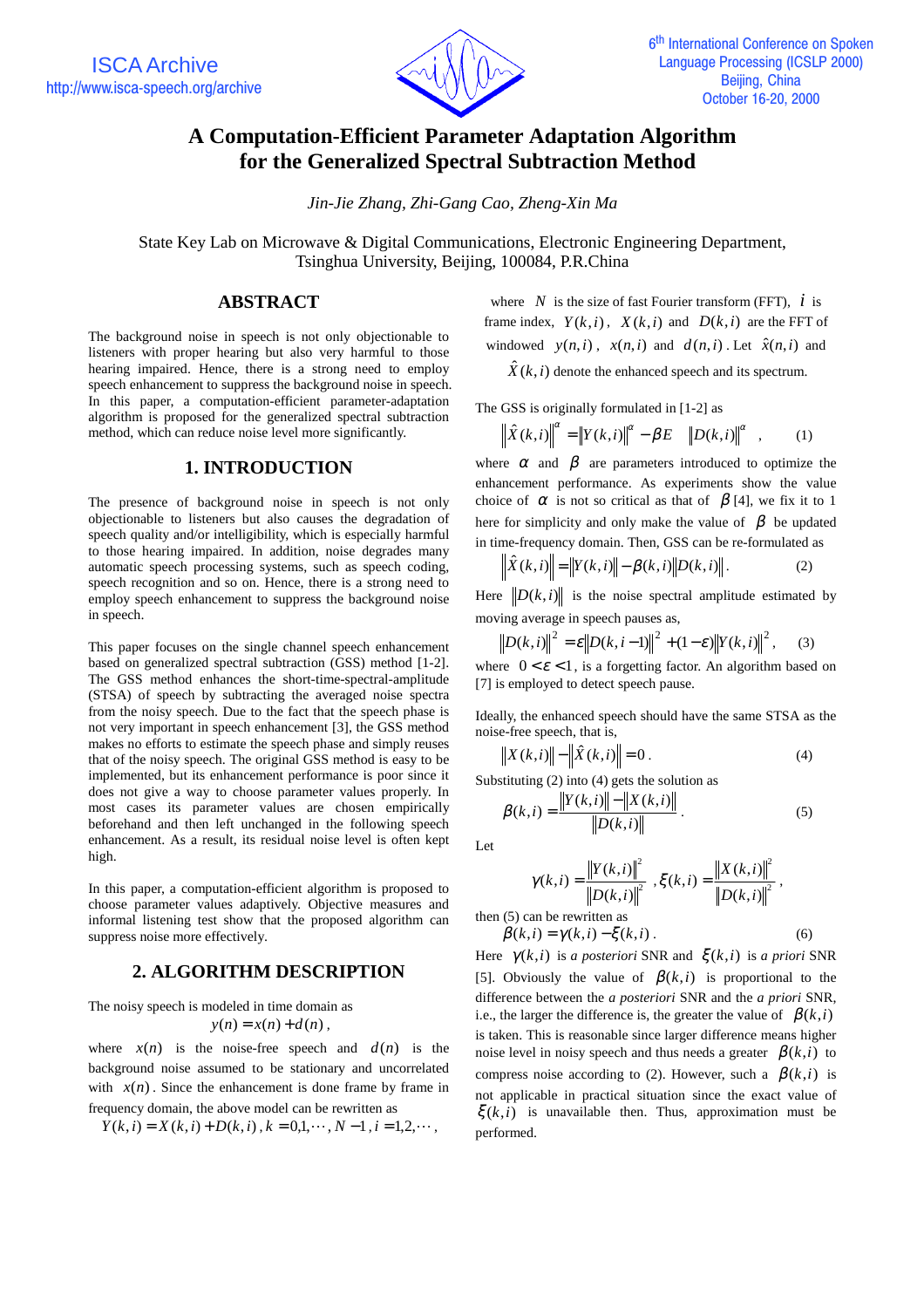# A Computation-Efficient Parameter Adaptation Algorithm for the Generalized Spectral Subtraction Method

*Jin-Jie Zhang, Zhi-Gang Cao, Zheng-Xin Ma*

State Key Lab on Microwave & Digital Communications, Electronic Engineering Department, Tsinghua University, Beijing, 100084, P.R.China

## ABSTRACT

The background noise in speech is not only objectionable to listeners with proper hearing but also very harmful to those hearing impaired. Hence, there is a strong need to employ speech enhancement to suppress the background noise in speech. In this paper, a computation-efficient parameter-adaptation algorithm is proposed for the generalized spectral subtraction method, which can reduce noise level more significantly.

## 1. INTRODUCTION

The presence of background noise in speech is not only objectionable to listeners but also causes the degradation of speech quality and/or intelligibility, which is especially harmful to those hearing impaired. In addition, noise degrades many automatic speech processing systems, such as speech coding, speech recognition and so on. Hence, there is a strong need to employ speech enhancement to suppress the background noise in speech.

This paper focuses on the single channel speech enhancement based on generalized spectral subtraction (GSS) method [1-2]. The GSS method enhances the short-time-spectral-amplitude (STSA) of speech by subtracting the averaged noise spectra from the noisy speech. Due to the fact that the speech phase is not very important in speech enhancement [3], the GSS method makes no efforts to estimate the speech phase and simply reuses that of the noisy speech. The original GSS method is easy to be implemented, but its enhancement performance is poor since it does not give a way to choose parameter values properly. In most cases its parameter values are chosen empirically beforehand and then left unchanged in the following speech enhancement. As a result, its residual noise level is often kept high.

In this paper, a computation-efficient algorithm is proposed to choose parameter values adaptively. Objective measures and informal listening test show that the proposed algorithm can suppress noise more effectively.

## 2. ALGORITHM DESCRIPTION

The noisy speech is modeled in time domain as

$$y(n) = x(n) + d(n),$$

where $x(n)$ is the noise-free speech and $d(n)$ is the background noise assumed to be stationary and uncorrelated with $x(n)$. Since the enhancement is done frame by frame in frequency domain, the above model can be rewritten as

$$Y(k,i) = X(k,i) + D(k,i),\ k = 0,1,\cdots,N-1,\ i = 1,2,\cdots,$$

where $N$ is the size of fast Fourier transform (FFT), $i$ is frame index, $Y(k,i)$, $X(k,i)$ and $D(k,i)$ are the FFT of windowed $y(n,i)$, $x(n,i)$ and $d(n,i)$. Let $\hat{x}(n,i)$ and $\hat{X}(k,i)$ denote the enhanced speech and its spectrum.

The GSS is originally formulated in [1-2] as

$$\left\|\hat{X}(k,i)\right\|^{\alpha} = \left\|Y(k,i)\right\|^{\alpha} - \beta E \quad \left\|D(k,i)\right\|^{\alpha}, \qquad (1)$$

where $\alpha$ and $\beta$ are parameters introduced to optimize the enhancement performance. As experiments show the value choice of $\alpha$ is not so critical as that of $\beta$ [4], we fix it to 1 here for simplicity and only make the value of $\beta$ be updated in time-frequency domain. Then, GSS can be re-formulated as

$$\left\|\hat{X}(k,i)\right\| = \left\|Y(k,i)\right\| - \beta(k,i)\left\|D(k,i)\right\|. \qquad (2)$$

Here $\left\|D(k,i)\right\|$ is the noise spectral amplitude estimated by moving average in speech pauses as,

$$\left\|D(k,i)\right\|^{2} = \varepsilon\left\|D(k,i-1)\right\|^{2} + (1-\varepsilon)\left\|Y(k,i)\right\|^{2}, \qquad (3)$$

where $0 < \varepsilon < 1$, is a forgetting factor. An algorithm based on [7] is employed to detect speech pause.

Ideally, the enhanced speech should have the same STSA as the noise-free speech, that is,

$$\left\|X(k,i)\right\| - \left\|\hat{X}(k,i)\right\| = 0. \qquad (4)$$

Substituting (2) into (4) gets the solution as

$$\beta(k,i) = \frac{\left\|Y(k,i)\right\| - \left\|X(k,i)\right\|}{\left\|D(k,i)\right\|}. \qquad (5)$$

Let

$$\gamma(k,i) = \frac{\left\|Y(k,i)\right\|^{2}}{\left\|D(k,i)\right\|^{2}},\ \xi(k,i) = \frac{\left\|X(k,i)\right\|^{2}}{\left\|D(k,i)\right\|^{2}},$$

then (5) can be rewritten as

$$\beta(k,i) = \gamma(k,i) - \xi(k,i). \qquad (6)$$

Here $\gamma(k,i)$ is *a posteriori* SNR and $\xi(k,i)$ is *a priori* SNR [5]. Obviously the value of $\beta(k,i)$ is proportional to the difference between the *a posteriori* SNR and the *a priori* SNR, i.e., the larger the difference is, the greater the value of $\beta(k,i)$ is taken. This is reasonable since larger difference means higher noise level in noisy speech and thus needs a greater $\beta(k,i)$ to compress noise according to (2). However, such a $\beta(k,i)$ is not applicable in practical situation since the exact value of $\xi(k,i)$ is unavailable then. Thus, approximation must be performed.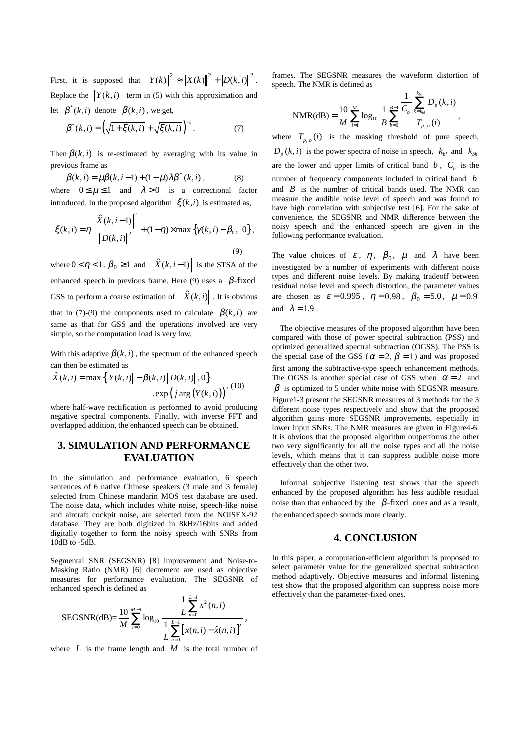First, it is supposed that $\|Y(k)\|^2 \approx \|X(k)\|^2 + \|D(k,i)\|^2$. Replace the $\|Y(k,i)\|$ term in (5) with this approximation and let $\beta^*(k,i)$ denote $\beta(k,i)$, we get,

$$\beta^*(k,i) = \left(\sqrt{1+\xi(k,i)} + \sqrt{\xi(k,i)}\right)^{-1}. \qquad (7)$$

Then $\beta(k,i)$ is re-estimated by averaging with its value in previous frame as

$$\beta(k,i) = \mu\beta(k,i-1) + (1-\mu)\lambda\beta^*(k,i), \qquad (8)$$

where $0 \le \mu \le 1$ and $\lambda > 0$ is a correctional factor introduced. In the proposed algorithm $\xi(k,i)$ is estimated as,

$$\xi(k,i) = \eta\frac{\left\|\hat{X}(k,i-1)\right\|^2}{\|D(k,i)\|^2} + (1-\eta)\times\max\left\{\gamma(k,i)-\beta_0,\ 0\right\}, \qquad (9)$$

where $0 < \eta < 1$, $\beta_0 \ge 1$ and $\left\|\hat{X}(k,i-1)\right\|$ is the STSA of the enhanced speech in previous frame. Here (9) uses a $\beta$-fixed GSS to perform a coarse estimation of $\left\|\hat{X}(k,i)\right\|$. It is obvious that in (7)-(9) the components used to calculate $\beta(k,i)$ are same as that for GSS and the operations involved are very simple, so the computation load is very low.

With this adaptive $\beta(k,i)$, the spectrum of the enhanced speech can then be estimated as

$$\hat{X}(k,i) = \max\left\{\|Y(k,i)\| - \beta(k,i)\|D(k,i)\|, 0\right\} \cdot \exp\left(j\arg\left(Y(k,i)\right)\right), \qquad (10)$$

where half-wave rectification is performed to avoid producing negative spectral components. Finally, with inverse FFT and overlapped addition, the enhanced speech can be obtained.

## 3. SIMULATION AND PERFORMANCE EVALUATION

In the simulation and performance evaluation, 6 speech sentences of 6 native Chinese speakers (3 male and 3 female) selected from Chinese mandarin MOS test database are used. The noise data, which includes white noise, speech-like noise and aircraft cockpit noise, are selected from the NOISEX-92 database. They are both digitized in 8kHz/16bits and added digitally together to form the noisy speech with SNRs from 10dB to -5dB.

Segmental SNR (SEGSNR) [8] improvement and Noise-to-Masking Ratio (NMR) [6] decrement are used as objective measures for performance evaluation. The SEGSNR of enhanced speech is defined as

$$\text{SEGSNR(dB)} = \frac{10}{M}\sum_{i=0}^{M-1}\log_{10}\frac{\frac{1}{L}\sum_{n=0}^{L-1}x^2(n,i)}{\frac{1}{L}\sum_{n=0}^{L-1}\left[x(n,i)-\hat{x}(n,i)\right]^2},$$

where $L$ is the frame length and $M$ is the total number of frames. The SEGSNR measures the waveform distortion of speech. The NMR is defined as

$$\text{NMR(dB)} = \frac{10}{M}\sum_{i=1}^{M}\log_{10}\frac{1}{B}\sum_{b=0}^{B-1}\frac{\frac{1}{C_b}\sum_{k=k_{bl}}^{k_{bh}}D_p(k,i)}{T_{p,b}(i)},$$

where $T_{p,b}(i)$ is the masking threshold of pure speech, $D_p(k,i)$ is the power spectra of noise in speech, $k_{bl}$ and $k_{bh}$ are the lower and upper limits of critical band $b$, $C_b$ is the number of frequency components included in critical band $b$ and $B$ is the number of critical bands used. The NMR can measure the audible noise level of speech and was found to have high correlation with subjective test [6]. For the sake of convenience, the SEGSNR and NMR difference between the noisy speech and the enhanced speech are given in the following performance evaluation.

The value choices of $\varepsilon$, $\eta$, $\beta_0$, $\mu$ and $\lambda$ have been investigated by a number of experiments with different noise types and different noise levels. By making tradeoff between residual noise level and speech distortion, the parameter values are chosen as $\varepsilon = 0.995$, $\eta = 0.98$, $\beta_0 = 5.0$, $\mu = 0.9$ and $\lambda = 1.9$.

The objective measures of the proposed algorithm have been compared with those of power spectral subtraction (PSS) and optimized generalized spectral subtraction (OGSS). The PSS is the special case of the GSS ($\alpha = 2, \beta = 1$) and was proposed first among the subtractive-type speech enhancement methods. The OGSS is another special case of GSS when $\alpha = 2$ and $\beta$ is optimized to 5 under white noise with SEGSNR measure. Figure1-3 present the SEGSNR measures of 3 methods for the 3 different noise types respectively and show that the proposed algorithm gains more SEGSNR improvements, especially in lower input SNRs. The NMR measures are given in Figure4-6. It is obvious that the proposed algorithm outperforms the other two very significantly for all the noise types and all the noise levels, which means that it can suppress audible noise more effectively than the other two.

Informal subjective listening test shows that the speech enhanced by the proposed algorithm has less audible residual noise than that enhanced by the $\beta$-fixed ones and as a result, the enhanced speech sounds more clearly.

## 4. CONCLUSION

In this paper, a computation-efficient algorithm is proposed to select parameter value for the generalized spectral subtraction method adaptively. Objective measures and informal listening test show that the proposed algorithm can suppress noise more effectively than the parameter-fixed ones.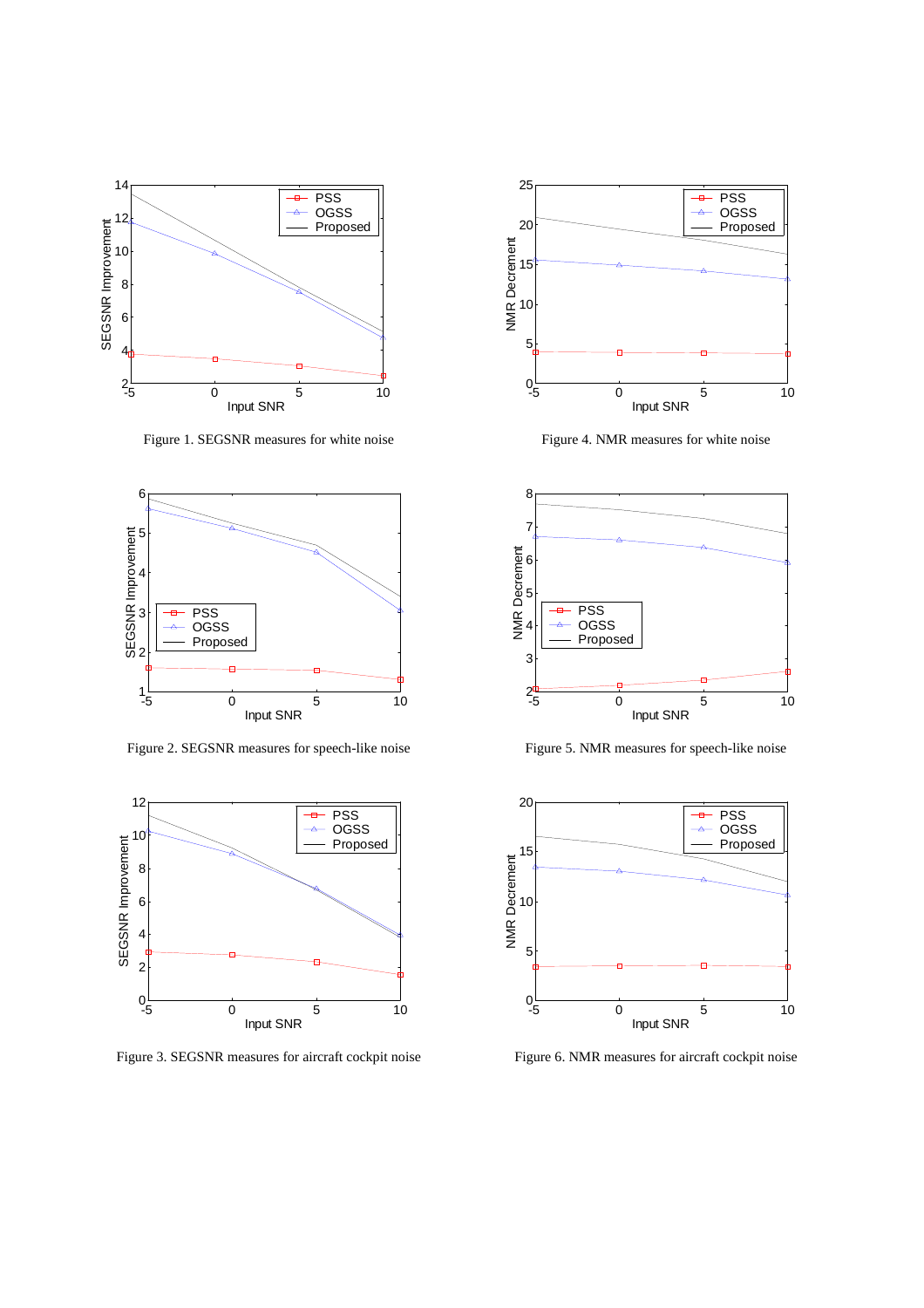Figure 1. SEGSNR measures for white noise

Figure 4. NMR measures for white noise

Figure 2. SEGSNR measures for speech-like noise

Figure 5. NMR measures for speech-like noise

Figure 3. SEGSNR measures for aircraft cockpit noise

Figure 6. NMR measures for aircraft cockpit noise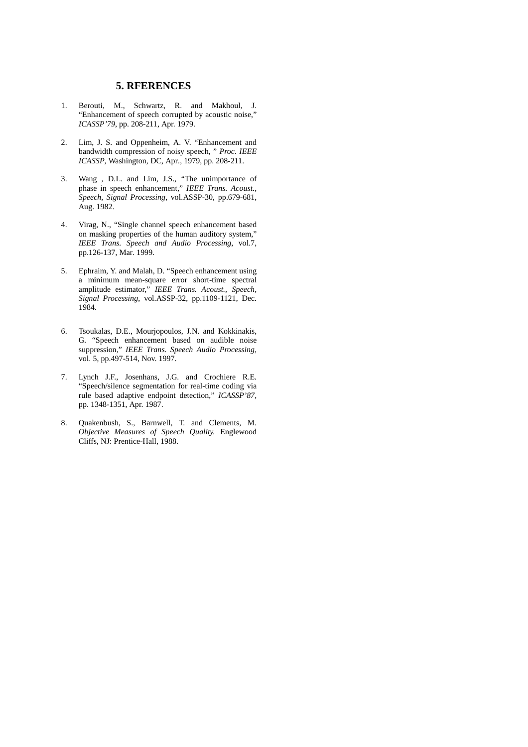## 5. RFERENCES

1. Berouti, M., Schwartz, R. and Makhoul, J. “Enhancement of speech corrupted by acoustic noise,” *ICASSP’79*, pp. 208-211, Apr. 1979.

2. Lim, J. S. and Oppenheim, A. V. “Enhancement and bandwidth compression of noisy speech, ” *Proc. IEEE ICASSP*, Washington, DC, Apr., 1979, pp. 208-211.

3. Wang , D.L. and Lim, J.S., “The unimportance of phase in speech enhancement,” *IEEE Trans. Acoust., Speech, Signal Processing*, vol.ASSP-30, pp.679-681, Aug. 1982.

4. Virag, N., “Single channel speech enhancement based on masking properties of the human auditory system,” *IEEE Trans. Speech and Audio Processing*, vol.7, pp.126-137, Mar. 1999.

5. Ephraim, Y. and Malah, D. “Speech enhancement using a minimum mean-square error short-time spectral amplitude estimator,” *IEEE Trans. Acoust., Speech, Signal Processing*, vol.ASSP-32, pp.1109-1121, Dec. 1984.

6. Tsoukalas, D.E., Mourjopoulos, J.N. and Kokkinakis, G. “Speech enhancement based on audible noise suppression,” *IEEE Trans. Speech Audio Processing*, vol. 5, pp.497-514, Nov. 1997.

7. Lynch J.F., Josenhans, J.G. and Crochiere R.E. “Speech/silence segmentation for real-time coding via rule based adaptive endpoint detection,” *ICASSP’87*, pp. 1348-1351, Apr. 1987.

8. Quakenbush, S., Barnwell, T. and Clements, M. *Objective Measures of Speech Quality.* Englewood Cliffs, NJ: Prentice-Hall, 1988.